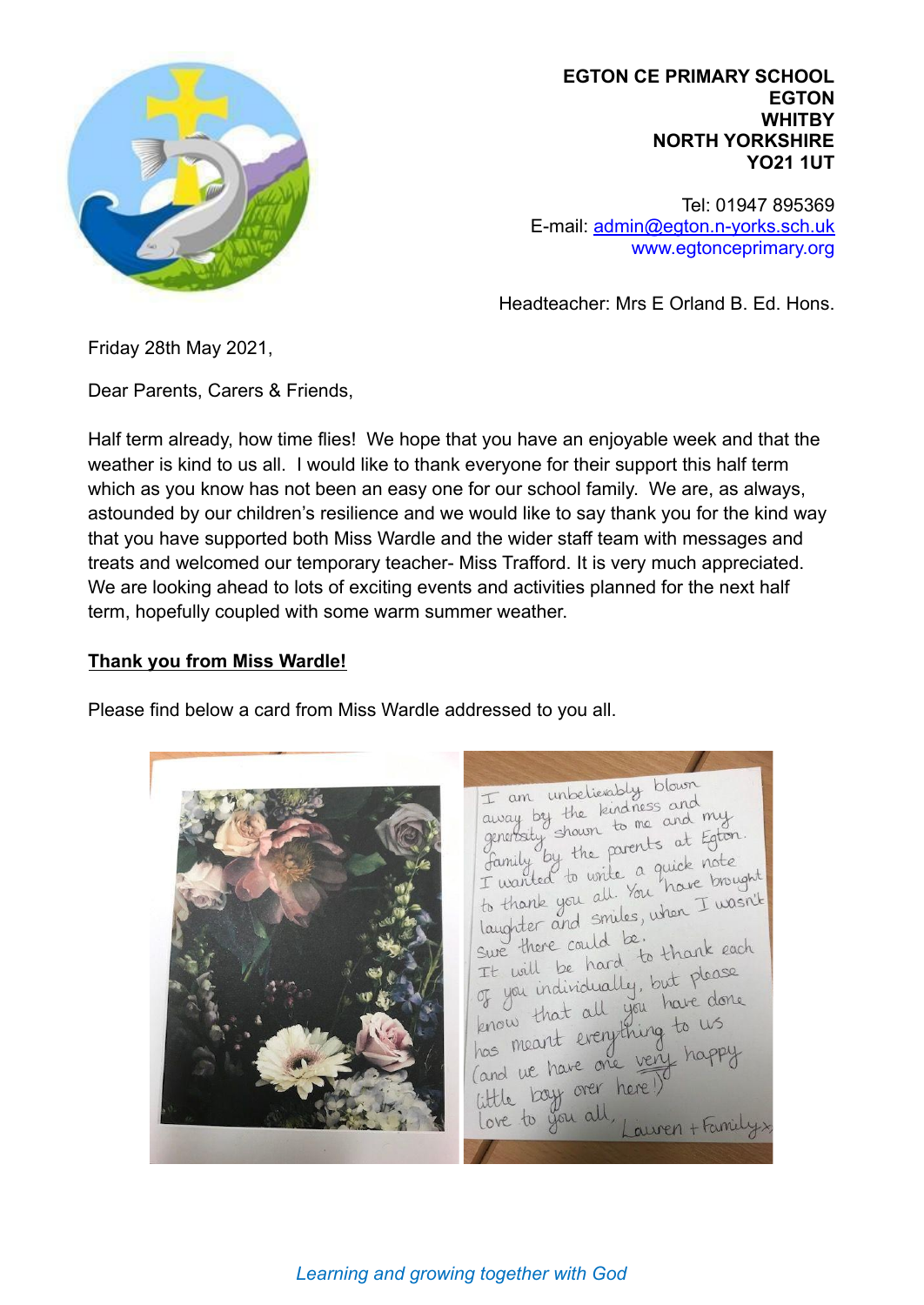**EGTON CE PRIMARY SCHOOL**
**EGTON**
**WHITBY**
**NORTH YORKSHIRE**
**YO21 1UT**

Tel: 01947 895369
E-mail: admin@egton.n-yorks.sch.uk
www.egtonceprimary.org

Headteacher: Mrs E Orland B. Ed. Hons.

Friday 28th May 2021,

Dear Parents, Carers & Friends,

Half term already, how time flies! We hope that you have an enjoyable week and that the weather is kind to us all. I would like to thank everyone for their support this half term which as you know has not been an easy one for our school family. We are, as always, astounded by our children's resilience and we would like to say thank you for the kind way that you have supported both Miss Wardle and the wider staff team with messages and treats and welcomed our temporary teacher- Miss Trafford. It is very much appreciated. We are looking ahead to lots of exciting events and activities planned for the next half term, hopefully coupled with some warm summer weather.

**Thank you from Miss Wardle!**

Please find below a card from Miss Wardle addressed to you all.

I am unbelievably blown away by the kindness and generosity shown to me and my family by the parents at Egton. I wanted to write a quick note to thank you all. You have brought laughter and smiles, when I wasn't sure there could be. It will be hard to thank each of you individually, but please know that all you have done has meant everything to us (and we have one very happy little boy over here!) Love to you all, Lauren + Family x

*Learning and growing together with God*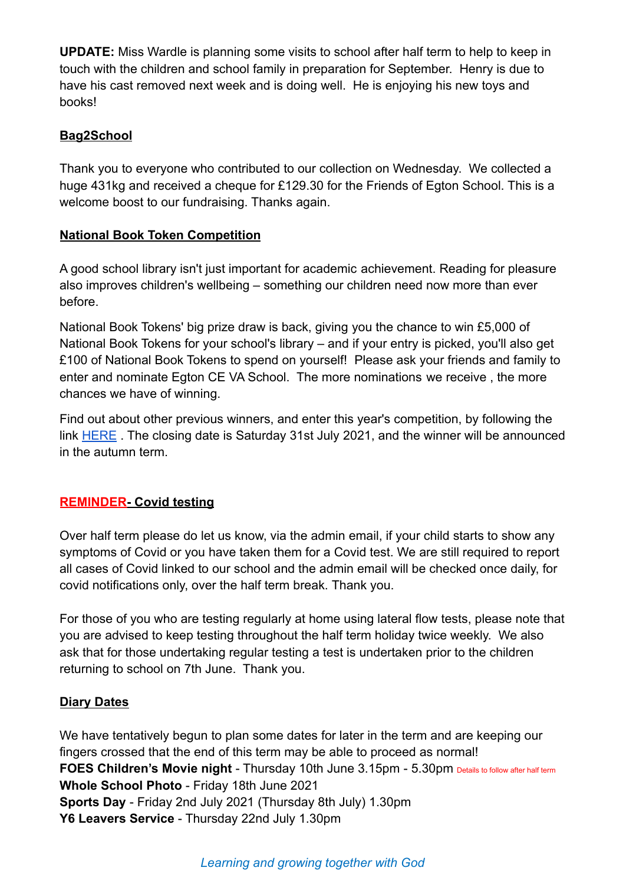**UPDATE:** Miss Wardle is planning some visits to school after half term to help to keep in touch with the children and school family in preparation for September. Henry is due to have his cast removed next week and is doing well. He is enjoying his new toys and books!

## Bag2School

Thank you to everyone who contributed to our collection on Wednesday. We collected a huge 431kg and received a cheque for £129.30 for the Friends of Egton School. This is a welcome boost to our fundraising. Thanks again.

## National Book Token Competition

A good school library isn't just important for academic achievement. Reading for pleasure also improves children's wellbeing – something our children need now more than ever before.

National Book Tokens' big prize draw is back, giving you the chance to win £5,000 of National Book Tokens for your school's library – and if your entry is picked, you'll also get £100 of National Book Tokens to spend on yourself! Please ask your friends and family to enter and nominate Egton CE VA School. The more nominations we receive , the more chances we have of winning.

Find out about other previous winners, and enter this year's competition, by following the link HERE . The closing date is Saturday 31st July 2021, and the winner will be announced in the autumn term.

## REMINDER- Covid testing

Over half term please do let us know, via the admin email, if your child starts to show any symptoms of Covid or you have taken them for a Covid test. We are still required to report all cases of Covid linked to our school and the admin email will be checked once daily, for covid notifications only, over the half term break. Thank you.

For those of you who are testing regularly at home using lateral flow tests, please note that you are advised to keep testing throughout the half term holiday twice weekly. We also ask that for those undertaking regular testing a test is undertaken prior to the children returning to school on 7th June. Thank you.

## Diary Dates

We have tentatively begun to plan some dates for later in the term and are keeping our fingers crossed that the end of this term may be able to proceed as normal!
**FOES Children's Movie night** - Thursday 10th June 3.15pm - 5.30pm Details to follow after half term
**Whole School Photo** - Friday 18th June 2021
**Sports Day** - Friday 2nd July 2021 (Thursday 8th July) 1.30pm
**Y6 Leavers Service** - Thursday 22nd July 1.30pm

*Learning and growing together with God*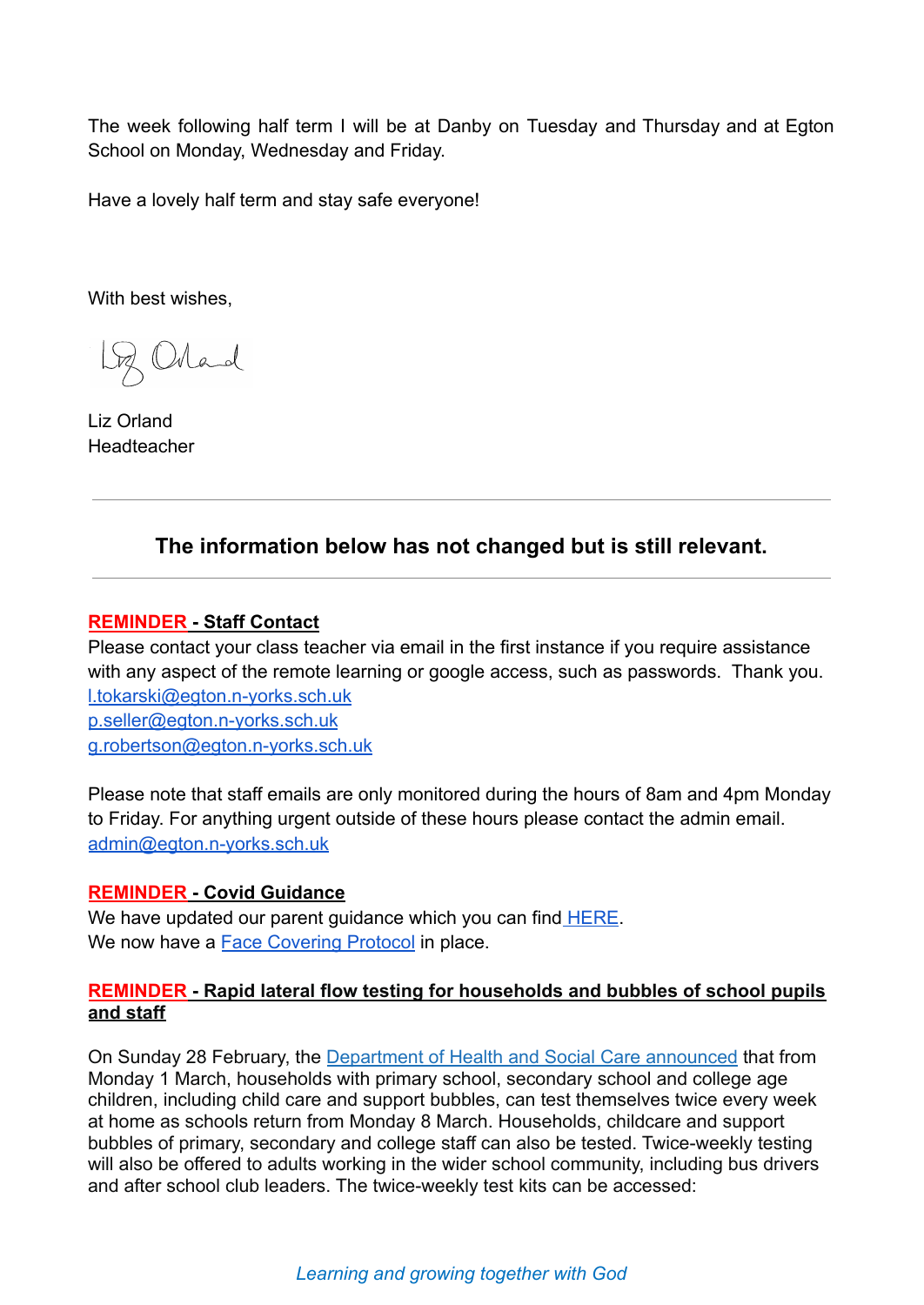The week following half term I will be at Danby on Tuesday and Thursday and at Egton School on Monday, Wednesday and Friday.

Have a lovely half term and stay safe everyone!

With best wishes,

Liz Orland
Headteacher

---

### The information below has not changed but is still relevant.

---

**REMINDER - Staff Contact**

Please contact your class teacher via email in the first instance if you require assistance with any aspect of the remote learning or google access, such as passwords. Thank you.
l.tokarski@egton.n-yorks.sch.uk
p.seller@egton.n-yorks.sch.uk
g.robertson@egton.n-yorks.sch.uk

Please note that staff emails are only monitored during the hours of 8am and 4pm Monday to Friday. For anything urgent outside of these hours please contact the admin email.
admin@egton.n-yorks.sch.uk

**REMINDER - Covid Guidance**

We have updated our parent guidance which you can find HERE.
We now have a Face Covering Protocol in place.

**REMINDER - Rapid lateral flow testing for households and bubbles of school pupils and staff**

On Sunday 28 February, the Department of Health and Social Care announced that from Monday 1 March, households with primary school, secondary school and college age children, including child care and support bubbles, can test themselves twice every week at home as schools return from Monday 8 March. Households, childcare and support bubbles of primary, secondary and college staff can also be tested. Twice-weekly testing will also be offered to adults working in the wider school community, including bus drivers and after school club leaders. The twice-weekly test kits can be accessed:

*Learning and growing together with God*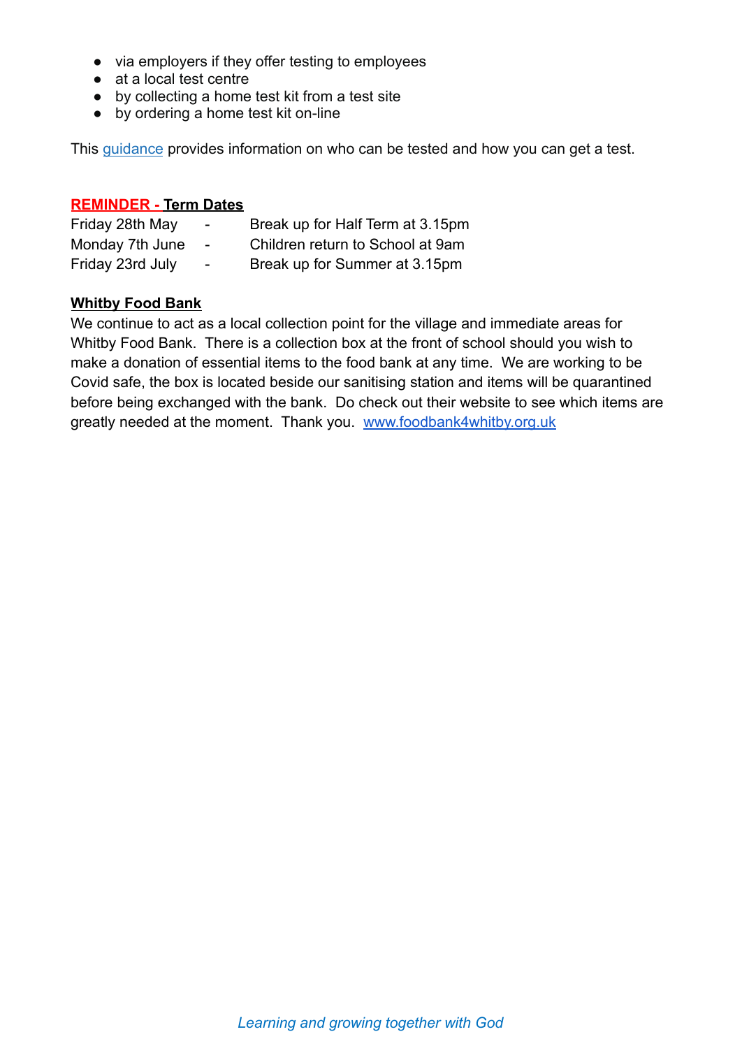- via employers if they offer testing to employees
- at a local test centre
- by collecting a home test kit from a test site
- by ordering a home test kit on-line

This guidance provides information on who can be tested and how you can get a test.

**REMINDER - Term Dates**

| | | |
|---|---|---|
| Friday 28th May | - | Break up for Half Term at 3.15pm |
| Monday 7th June | - | Children return to School at 9am |
| Friday 23rd July | - | Break up for Summer at 3.15pm |

**Whitby Food Bank**

We continue to act as a local collection point for the village and immediate areas for Whitby Food Bank. There is a collection box at the front of school should you wish to make a donation of essential items to the food bank at any time. We are working to be Covid safe, the box is located beside our sanitising station and items will be quarantined before being exchanged with the bank. Do check out their website to see which items are greatly needed at the moment. Thank you. www.foodbank4whitby.org.uk

*Learning and growing together with God*